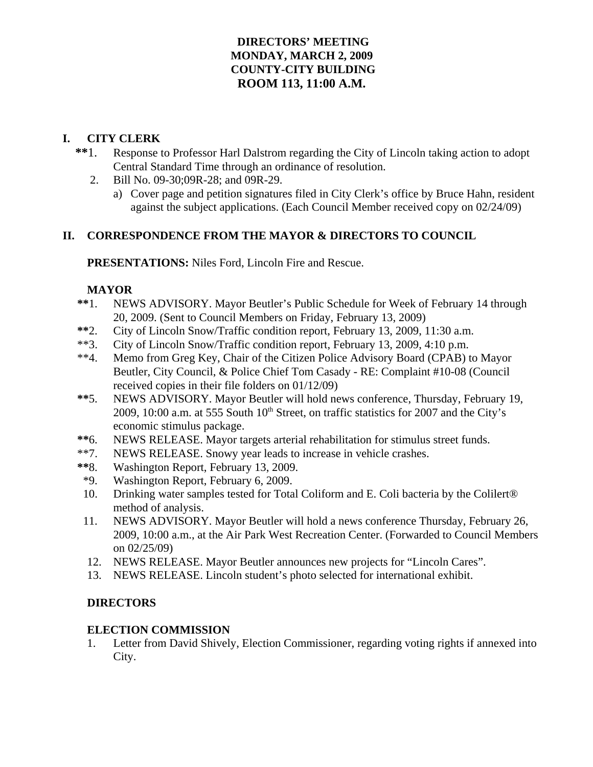# DIRECTORS' MEETING
# MONDAY, MARCH 2, 2009
# COUNTY-CITY BUILDING
# ROOM 113, 11:00 A.M.

## I. CITY CLERK

**\*\***1. Response to Professor Harl Dalstrom regarding the City of Lincoln taking action to adopt Central Standard Time through an ordinance of resolution.

2. Bill No. 09-30;09R-28; and 09R-29.
   a) Cover page and petition signatures filed in City Clerk's office by Bruce Hahn, resident against the subject applications. (Each Council Member received copy on 02/24/09)

## II. CORRESPONDENCE FROM THE MAYOR & DIRECTORS TO COUNCIL

**PRESENTATIONS:** Niles Ford, Lincoln Fire and Rescue.

### MAYOR

**\*\***1. NEWS ADVISORY. Mayor Beutler's Public Schedule for Week of February 14 through 20, 2009. (Sent to Council Members on Friday, February 13, 2009)

**\*\***2. City of Lincoln Snow/Traffic condition report, February 13, 2009, 11:30 a.m.

\*\*3. City of Lincoln Snow/Traffic condition report, February 13, 2009, 4:10 p.m.

\*\*4. Memo from Greg Key, Chair of the Citizen Police Advisory Board (CPAB) to Mayor Beutler, City Council, & Police Chief Tom Casady - RE: Complaint #10-08 (Council received copies in their file folders on 01/12/09)

**\*\***5. NEWS ADVISORY. Mayor Beutler will hold news conference, Thursday, February 19, 2009, 10:00 a.m. at 555 South 10th Street, on traffic statistics for 2007 and the City's economic stimulus package.

**\*\***6. NEWS RELEASE. Mayor targets arterial rehabilitation for stimulus street funds.

\*\*7. NEWS RELEASE. Snowy year leads to increase in vehicle crashes.

**\*\***8. Washington Report, February 13, 2009.

\*9. Washington Report, February 6, 2009.

10. Drinking water samples tested for Total Coliform and E. Coli bacteria by the Colilert® method of analysis.

11. NEWS ADVISORY. Mayor Beutler will hold a news conference Thursday, February 26, 2009, 10:00 a.m., at the Air Park West Recreation Center. (Forwarded to Council Members on 02/25/09)

12. NEWS RELEASE. Mayor Beutler announces new projects for "Lincoln Cares".

13. NEWS RELEASE. Lincoln student's photo selected for international exhibit.

### DIRECTORS

### ELECTION COMMISSION

1. Letter from David Shively, Election Commissioner, regarding voting rights if annexed into City.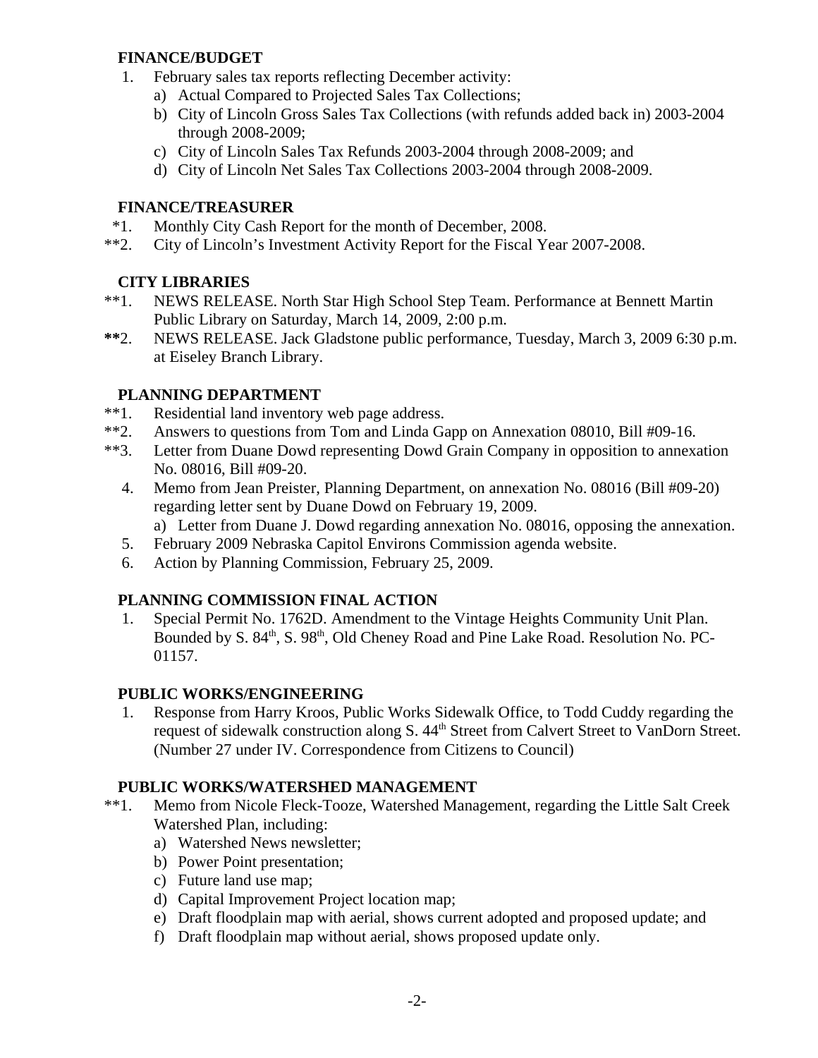## FINANCE/BUDGET

1. February sales tax reports reflecting December activity:
   a) Actual Compared to Projected Sales Tax Collections;
   b) City of Lincoln Gross Sales Tax Collections (with refunds added back in) 2003-2004 through 2008-2009;
   c) City of Lincoln Sales Tax Refunds 2003-2004 through 2008-2009; and
   d) City of Lincoln Net Sales Tax Collections 2003-2004 through 2008-2009.

## FINANCE/TREASURER

*1. Monthly City Cash Report for the month of December, 2008.

**2. City of Lincoln's Investment Activity Report for the Fiscal Year 2007-2008.

## CITY LIBRARIES

**1. NEWS RELEASE. North Star High School Step Team. Performance at Bennett Martin Public Library on Saturday, March 14, 2009, 2:00 p.m.

**2. NEWS RELEASE. Jack Gladstone public performance, Tuesday, March 3, 2009 6:30 p.m. at Eiseley Branch Library.

## PLANNING DEPARTMENT

**1. Residential land inventory web page address.

**2. Answers to questions from Tom and Linda Gapp on Annexation 08010, Bill #09-16.

**3. Letter from Duane Dowd representing Dowd Grain Company in opposition to annexation No. 08016, Bill #09-20.

4. Memo from Jean Preister, Planning Department, on annexation No. 08016 (Bill #09-20) regarding letter sent by Duane Dowd on February 19, 2009.
   a) Letter from Duane J. Dowd regarding annexation No. 08016, opposing the annexation.
5. February 2009 Nebraska Capitol Environs Commission agenda website.
6. Action by Planning Commission, February 25, 2009.

## PLANNING COMMISSION FINAL ACTION

1. Special Permit No. 1762D. Amendment to the Vintage Heights Community Unit Plan. Bounded by S. 84th, S. 98th, Old Cheney Road and Pine Lake Road. Resolution No. PC-01157.

## PUBLIC WORKS/ENGINEERING

1. Response from Harry Kroos, Public Works Sidewalk Office, to Todd Cuddy regarding the request of sidewalk construction along S. 44th Street from Calvert Street to VanDorn Street. (Number 27 under IV. Correspondence from Citizens to Council)

## PUBLIC WORKS/WATERSHED MANAGEMENT

**1. Memo from Nicole Fleck-Tooze, Watershed Management, regarding the Little Salt Creek Watershed Plan, including:
   a) Watershed News newsletter;
   b) Power Point presentation;
   c) Future land use map;
   d) Capital Improvement Project location map;
   e) Draft floodplain map with aerial, shows current adopted and proposed update; and
   f) Draft floodplain map without aerial, shows proposed update only.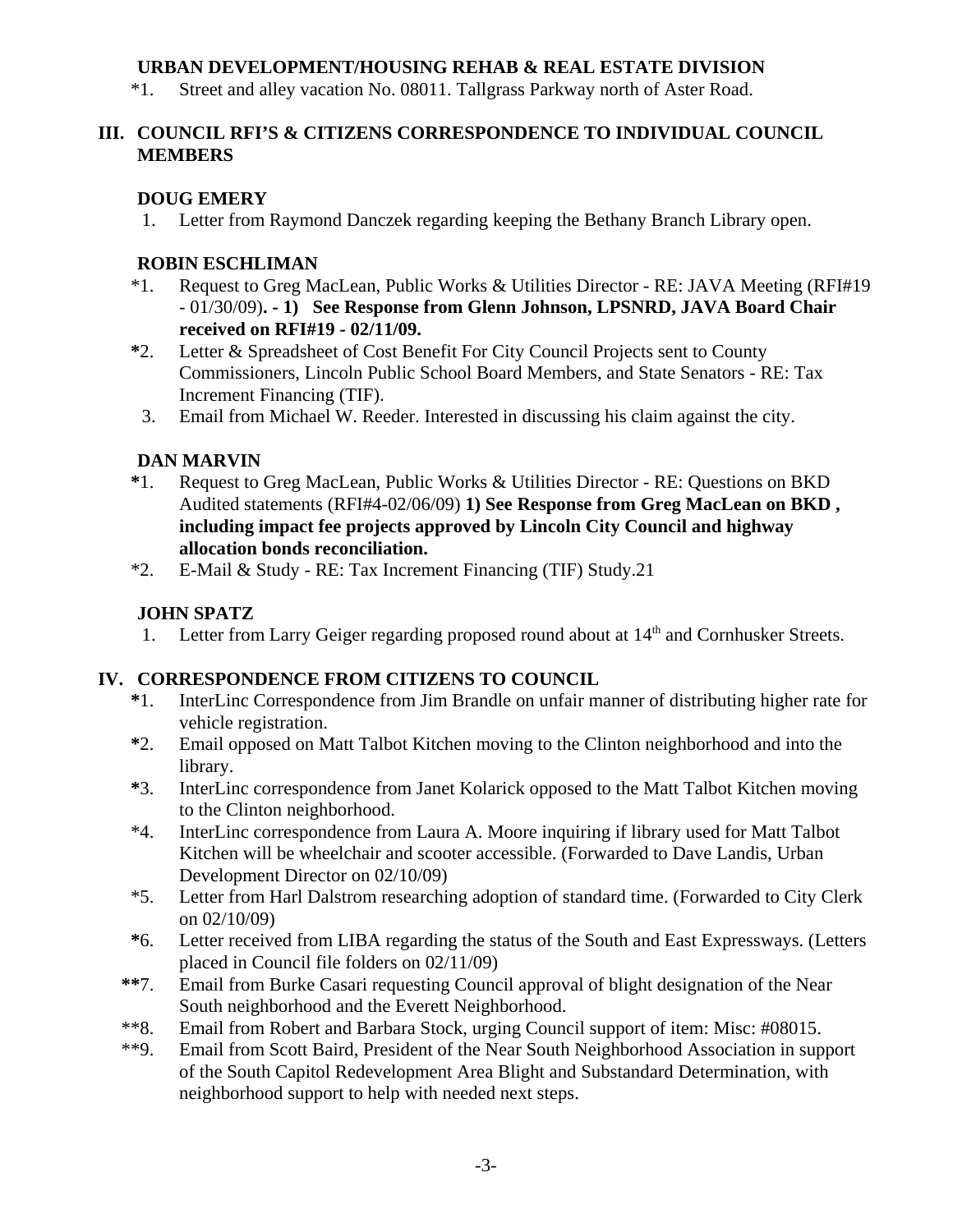**URBAN DEVELOPMENT/HOUSING REHAB & REAL ESTATE DIVISION**

*1. Street and alley vacation No. 08011. Tallgrass Parkway north of Aster Road.

## III. COUNCIL RFI'S & CITIZENS CORRESPONDENCE TO INDIVIDUAL COUNCIL MEMBERS

**DOUG EMERY**

1. Letter from Raymond Danczek regarding keeping the Bethany Branch Library open.

**ROBIN ESCHLIMAN**

*1. Request to Greg MacLean, Public Works & Utilities Director - RE: JAVA Meeting (RFI#19 - 01/30/09)**. - 1) See Response from Glenn Johnson, LPSNRD, JAVA Board Chair received on RFI#19 - 02/11/09.**

**\***2. Letter & Spreadsheet of Cost Benefit For City Council Projects sent to County Commissioners, Lincoln Public School Board Members, and State Senators - RE: Tax Increment Financing (TIF).

3. Email from Michael W. Reeder. Interested in discussing his claim against the city.

**DAN MARVIN**

**\***1. Request to Greg MacLean, Public Works & Utilities Director - RE: Questions on BKD Audited statements (RFI#4-02/06/09) **1) See Response from Greg MacLean on BKD , including impact fee projects approved by Lincoln City Council and highway allocation bonds reconciliation.**

*2. E-Mail & Study - RE: Tax Increment Financing (TIF) Study.21

**JOHN SPATZ**

1. Letter from Larry Geiger regarding proposed round about at $14^{th}$ and Cornhusker Streets.

## IV. CORRESPONDENCE FROM CITIZENS TO COUNCIL

**\***1. InterLinc Correspondence from Jim Brandle on unfair manner of distributing higher rate for vehicle registration.

**\***2. Email opposed on Matt Talbot Kitchen moving to the Clinton neighborhood and into the library.

**\***3. InterLinc correspondence from Janet Kolarick opposed to the Matt Talbot Kitchen moving to the Clinton neighborhood.

*4. InterLinc correspondence from Laura A. Moore inquiring if library used for Matt Talbot Kitchen will be wheelchair and scooter accessible. (Forwarded to Dave Landis, Urban Development Director on 02/10/09)

*5. Letter from Harl Dalstrom researching adoption of standard time. (Forwarded to City Clerk on 02/10/09)

**\***6. Letter received from LIBA regarding the status of the South and East Expressways. (Letters placed in Council file folders on 02/11/09)

**\*\***7. Email from Burke Casari requesting Council approval of blight designation of the Near South neighborhood and the Everett Neighborhood.

**8. Email from Robert and Barbara Stock, urging Council support of item: Misc: #08015.

**9. Email from Scott Baird, President of the Near South Neighborhood Association in support of the South Capitol Redevelopment Area Blight and Substandard Determination, with neighborhood support to help with needed next steps.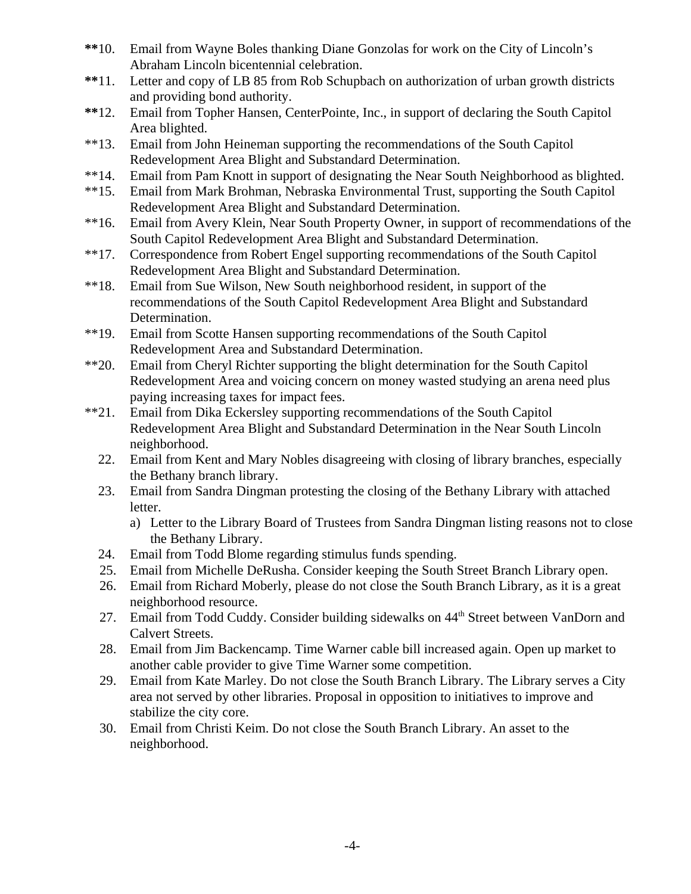**10. Email from Wayne Boles thanking Diane Gonzolas for work on the City of Lincoln's Abraham Lincoln bicentennial celebration.

**11. Letter and copy of LB 85 from Rob Schupbach on authorization of urban growth districts and providing bond authority.

**12. Email from Topher Hansen, CenterPointe, Inc., in support of declaring the South Capitol Area blighted.

**13. Email from John Heineman supporting the recommendations of the South Capitol Redevelopment Area Blight and Substandard Determination.

**14. Email from Pam Knott in support of designating the Near South Neighborhood as blighted.

**15. Email from Mark Brohman, Nebraska Environmental Trust, supporting the South Capitol Redevelopment Area Blight and Substandard Determination.

**16. Email from Avery Klein, Near South Property Owner, in support of recommendations of the South Capitol Redevelopment Area Blight and Substandard Determination.

**17. Correspondence from Robert Engel supporting recommendations of the South Capitol Redevelopment Area Blight and Substandard Determination.

**18. Email from Sue Wilson, New South neighborhood resident, in support of the recommendations of the South Capitol Redevelopment Area Blight and Substandard Determination.

**19. Email from Scotte Hansen supporting recommendations of the South Capitol Redevelopment Area and Substandard Determination.

**20. Email from Cheryl Richter supporting the blight determination for the South Capitol Redevelopment Area and voicing concern on money wasted studying an arena need plus paying increasing taxes for impact fees.

**21. Email from Dika Eckersley supporting recommendations of the South Capitol Redevelopment Area Blight and Substandard Determination in the Near South Lincoln neighborhood.

22. Email from Kent and Mary Nobles disagreeing with closing of library branches, especially the Bethany branch library.

23. Email from Sandra Dingman protesting the closing of the Bethany Library with attached letter.
    a) Letter to the Library Board of Trustees from Sandra Dingman listing reasons not to close the Bethany Library.

24. Email from Todd Blome regarding stimulus funds spending.

25. Email from Michelle DeRusha. Consider keeping the South Street Branch Library open.

26. Email from Richard Moberly, please do not close the South Branch Library, as it is a great neighborhood resource.

27. Email from Todd Cuddy. Consider building sidewalks on 44th Street between VanDorn and Calvert Streets.

28. Email from Jim Backencamp. Time Warner cable bill increased again. Open up market to another cable provider to give Time Warner some competition.

29. Email from Kate Marley. Do not close the South Branch Library. The Library serves a City area not served by other libraries. Proposal in opposition to initiatives to improve and stabilize the city core.

30. Email from Christi Keim. Do not close the South Branch Library. An asset to the neighborhood.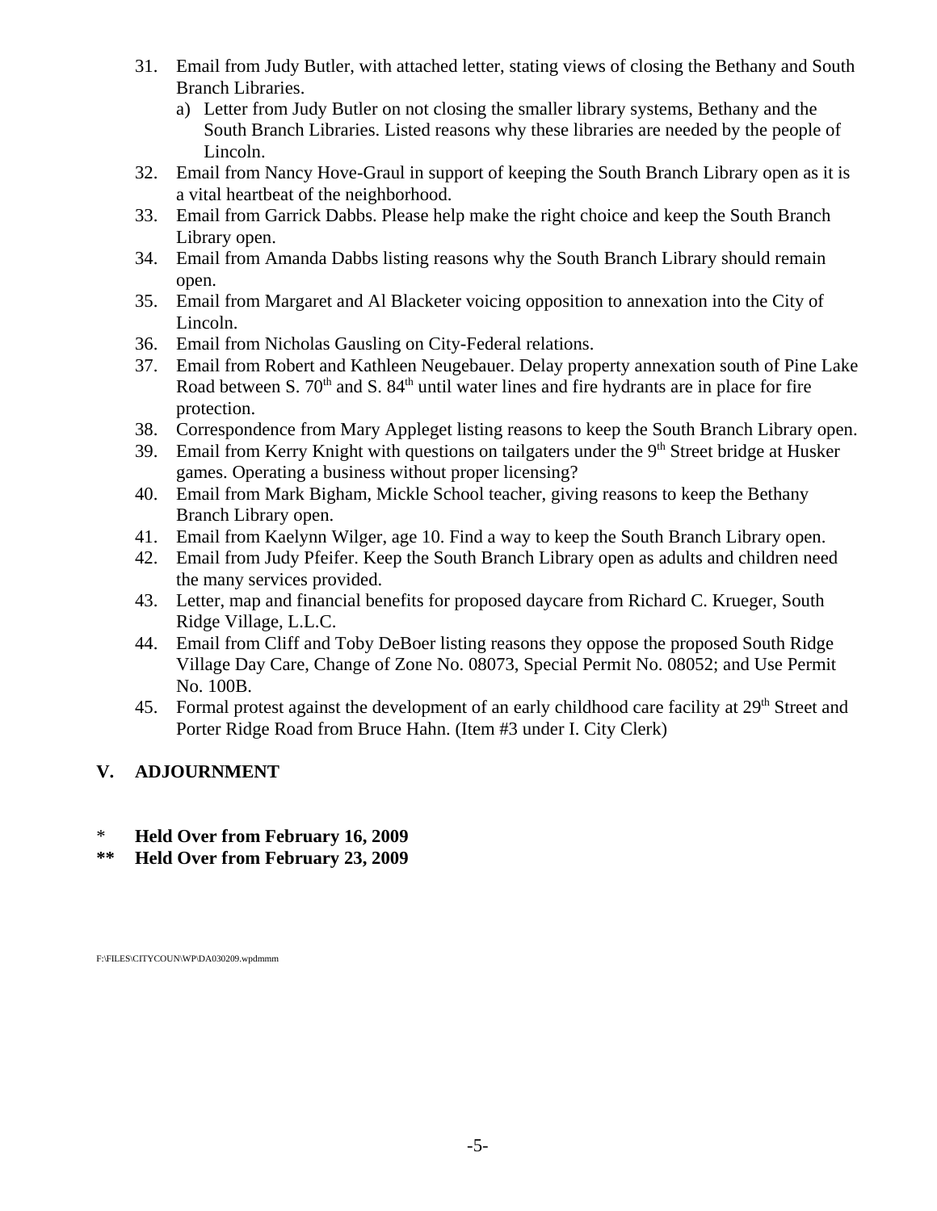31. Email from Judy Butler, with attached letter, stating views of closing the Bethany and South Branch Libraries.
    a) Letter from Judy Butler on not closing the smaller library systems, Bethany and the South Branch Libraries. Listed reasons why these libraries are needed by the people of Lincoln.
32. Email from Nancy Hove-Graul in support of keeping the South Branch Library open as it is a vital heartbeat of the neighborhood.
33. Email from Garrick Dabbs. Please help make the right choice and keep the South Branch Library open.
34. Email from Amanda Dabbs listing reasons why the South Branch Library should remain open.
35. Email from Margaret and Al Blacketer voicing opposition to annexation into the City of Lincoln.
36. Email from Nicholas Gausling on City-Federal relations.
37. Email from Robert and Kathleen Neugebauer. Delay property annexation south of Pine Lake Road between S. 70th and S. 84th until water lines and fire hydrants are in place for fire protection.
38. Correspondence from Mary Appleget listing reasons to keep the South Branch Library open.
39. Email from Kerry Knight with questions on tailgaters under the 9th Street bridge at Husker games. Operating a business without proper licensing?
40. Email from Mark Bigham, Mickle School teacher, giving reasons to keep the Bethany Branch Library open.
41. Email from Kaelynn Wilger, age 10. Find a way to keep the South Branch Library open.
42. Email from Judy Pfeifer. Keep the South Branch Library open as adults and children need the many services provided.
43. Letter, map and financial benefits for proposed daycare from Richard C. Krueger, South Ridge Village, L.L.C.
44. Email from Cliff and Toby DeBoer listing reasons they oppose the proposed South Ridge Village Day Care, Change of Zone No. 08073, Special Permit No. 08052; and Use Permit No. 100B.
45. Formal protest against the development of an early childhood care facility at 29th Street and Porter Ridge Road from Bruce Hahn. (Item #3 under I. City Clerk)

## V. ADJOURNMENT

\* **Held Over from February 16, 2009**

**\*\* Held Over from February 23, 2009**

F:\FILES\CITYCOUN\WP\DA030209.wpdmmm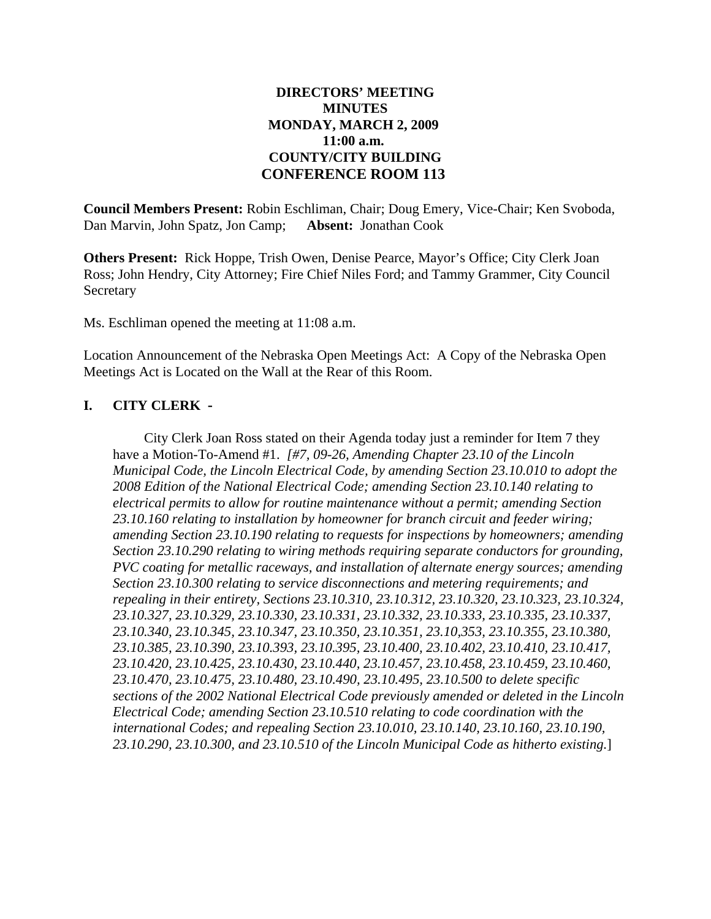**DIRECTORS' MEETING**
**MINUTES**
**MONDAY, MARCH 2, 2009**
**11:00 a.m.**
**COUNTY/CITY BUILDING**
**CONFERENCE ROOM 113**

**Council Members Present:** Robin Eschliman, Chair; Doug Emery, Vice-Chair; Ken Svoboda, Dan Marvin, John Spatz, Jon Camp; **Absent:** Jonathan Cook

**Others Present:** Rick Hoppe, Trish Owen, Denise Pearce, Mayor's Office; City Clerk Joan Ross; John Hendry, City Attorney; Fire Chief Niles Ford; and Tammy Grammer, City Council Secretary

Ms. Eschliman opened the meeting at 11:08 a.m.

Location Announcement of the Nebraska Open Meetings Act: A Copy of the Nebraska Open Meetings Act is Located on the Wall at the Rear of this Room.

## I. CITY CLERK -

City Clerk Joan Ross stated on their Agenda today just a reminder for Item 7 they have a Motion-To-Amend #1. *[#7, 09-26, Amending Chapter 23.10 of the Lincoln Municipal Code, the Lincoln Electrical Code, by amending Section 23.10.010 to adopt the 2008 Edition of the National Electrical Code; amending Section 23.10.140 relating to electrical permits to allow for routine maintenance without a permit; amending Section 23.10.160 relating to installation by homeowner for branch circuit and feeder wiring; amending Section 23.10.190 relating to requests for inspections by homeowners; amending Section 23.10.290 relating to wiring methods requiring separate conductors for grounding, PVC coating for metallic raceways, and installation of alternate energy sources; amending Section 23.10.300 relating to service disconnections and metering requirements; and repealing in their entirety, Sections 23.10.310, 23.10.312, 23.10.320, 23.10.323, 23.10.324, 23.10.327, 23.10.329, 23.10.330, 23.10.331, 23.10.332, 23.10.333, 23.10.335, 23.10.337, 23.10.340, 23.10.345, 23.10.347, 23.10.350, 23.10.351, 23.10,353, 23.10.355, 23.10.380, 23.10.385, 23.10.390, 23.10.393, 23.10.395, 23.10.400, 23.10.402, 23.10.410, 23.10.417, 23.10.420, 23.10.425, 23.10.430, 23.10.440, 23.10.457, 23.10.458, 23.10.459, 23.10.460, 23.10.470, 23.10.475, 23.10.480, 23.10.490, 23.10.495, 23.10.500 to delete specific sections of the 2002 National Electrical Code previously amended or deleted in the Lincoln Electrical Code; amending Section 23.10.510 relating to code coordination with the international Codes; and repealing Section 23.10.010, 23.10.140, 23.10.160, 23.10.190, 23.10.290, 23.10.300, and 23.10.510 of the Lincoln Municipal Code as hitherto existing.*]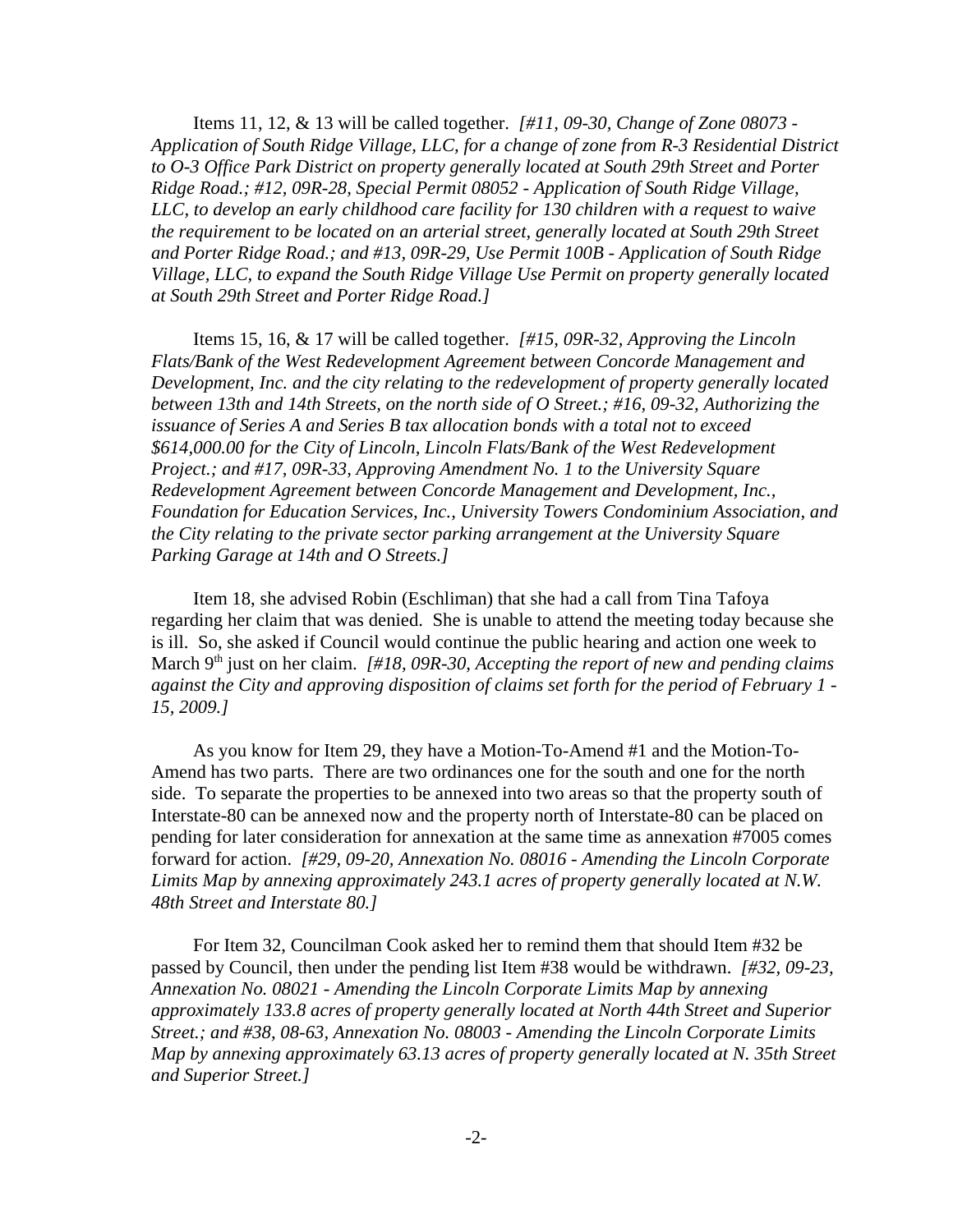Items 11, 12, & 13 will be called together. *[#11, 09-30, Change of Zone 08073 - Application of South Ridge Village, LLC, for a change of zone from R-3 Residential District to O-3 Office Park District on property generally located at South 29th Street and Porter Ridge Road.; #12, 09R-28, Special Permit 08052 - Application of South Ridge Village, LLC, to develop an early childhood care facility for 130 children with a request to waive the requirement to be located on an arterial street, generally located at South 29th Street and Porter Ridge Road.; and #13, 09R-29, Use Permit 100B - Application of South Ridge Village, LLC, to expand the South Ridge Village Use Permit on property generally located at South 29th Street and Porter Ridge Road.]*

Items 15, 16, & 17 will be called together. *[#15, 09R-32, Approving the Lincoln Flats/Bank of the West Redevelopment Agreement between Concorde Management and Development, Inc. and the city relating to the redevelopment of property generally located between 13th and 14th Streets, on the north side of O Street.; #16, 09-32, Authorizing the issuance of Series A and Series B tax allocation bonds with a total not to exceed $614,000.00 for the City of Lincoln, Lincoln Flats/Bank of the West Redevelopment Project.; and #17, 09R-33, Approving Amendment No. 1 to the University Square Redevelopment Agreement between Concorde Management and Development, Inc., Foundation for Education Services, Inc., University Towers Condominium Association, and the City relating to the private sector parking arrangement at the University Square Parking Garage at 14th and O Streets.]*

Item 18, she advised Robin (Eschliman) that she had a call from Tina Tafoya regarding her claim that was denied. She is unable to attend the meeting today because she is ill. So, she asked if Council would continue the public hearing and action one week to March 9th just on her claim. *[#18, 09R-30, Accepting the report of new and pending claims against the City and approving disposition of claims set forth for the period of February 1 - 15, 2009.]*

As you know for Item 29, they have a Motion-To-Amend #1 and the Motion-To-Amend has two parts. There are two ordinances one for the south and one for the north side. To separate the properties to be annexed into two areas so that the property south of Interstate-80 can be annexed now and the property north of Interstate-80 can be placed on pending for later consideration for annexation at the same time as annexation #7005 comes forward for action. *[#29, 09-20, Annexation No. 08016 - Amending the Lincoln Corporate Limits Map by annexing approximately 243.1 acres of property generally located at N.W. 48th Street and Interstate 80.]*

For Item 32, Councilman Cook asked her to remind them that should Item #32 be passed by Council, then under the pending list Item #38 would be withdrawn. *[#32, 09-23, Annexation No. 08021 - Amending the Lincoln Corporate Limits Map by annexing approximately 133.8 acres of property generally located at North 44th Street and Superior Street.; and #38, 08-63, Annexation No. 08003 - Amending the Lincoln Corporate Limits Map by annexing approximately 63.13 acres of property generally located at N. 35th Street and Superior Street.]*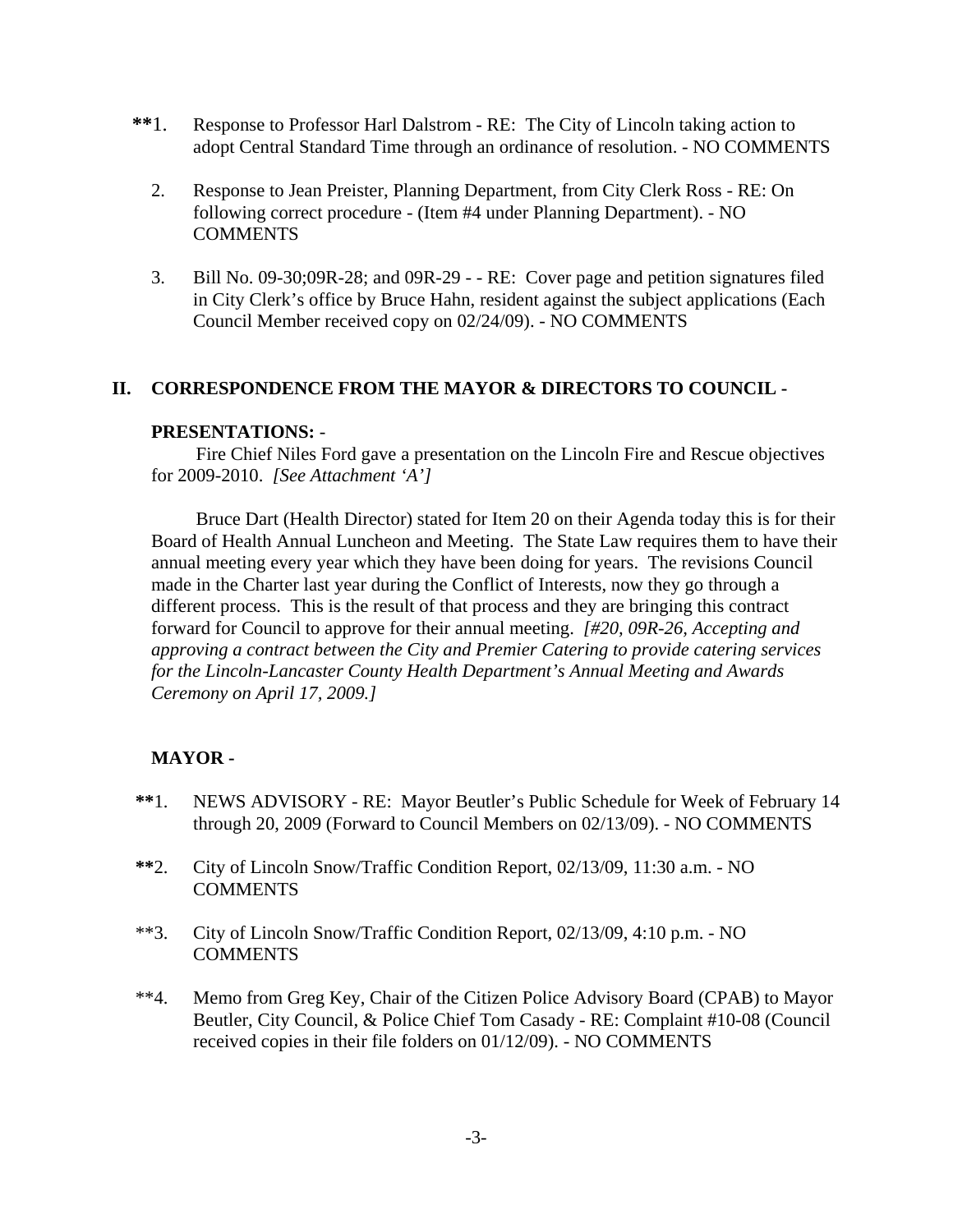**1. Response to Professor Harl Dalstrom - RE: The City of Lincoln taking action to adopt Central Standard Time through an ordinance of resolution. - NO COMMENTS

2. Response to Jean Preister, Planning Department, from City Clerk Ross - RE: On following correct procedure - (Item #4 under Planning Department). - NO COMMENTS

3. Bill No. 09-30;09R-28; and 09R-29 - - RE: Cover page and petition signatures filed in City Clerk's office by Bruce Hahn, resident against the subject applications (Each Council Member received copy on 02/24/09). - NO COMMENTS

## II. CORRESPONDENCE FROM THE MAYOR & DIRECTORS TO COUNCIL -

**PRESENTATIONS:** -

Fire Chief Niles Ford gave a presentation on the Lincoln Fire and Rescue objectives for 2009-2010. *[See Attachment 'A']*

Bruce Dart (Health Director) stated for Item 20 on their Agenda today this is for their Board of Health Annual Luncheon and Meeting. The State Law requires them to have their annual meeting every year which they have been doing for years. The revisions Council made in the Charter last year during the Conflict of Interests, now they go through a different process. This is the result of that process and they are bringing this contract forward for Council to approve for their annual meeting. *[#20, 09R-26, Accepting and approving a contract between the City and Premier Catering to provide catering services for the Lincoln-Lancaster County Health Department's Annual Meeting and Awards Ceremony on April 17, 2009.]*

**MAYOR -**

**1. NEWS ADVISORY - RE: Mayor Beutler's Public Schedule for Week of February 14 through 20, 2009 (Forward to Council Members on 02/13/09). - NO COMMENTS

**2. City of Lincoln Snow/Traffic Condition Report, 02/13/09, 11:30 a.m. - NO COMMENTS

**3. City of Lincoln Snow/Traffic Condition Report, 02/13/09, 4:10 p.m. - NO COMMENTS

**4. Memo from Greg Key, Chair of the Citizen Police Advisory Board (CPAB) to Mayor Beutler, City Council, & Police Chief Tom Casady - RE: Complaint #10-08 (Council received copies in their file folders on 01/12/09). - NO COMMENTS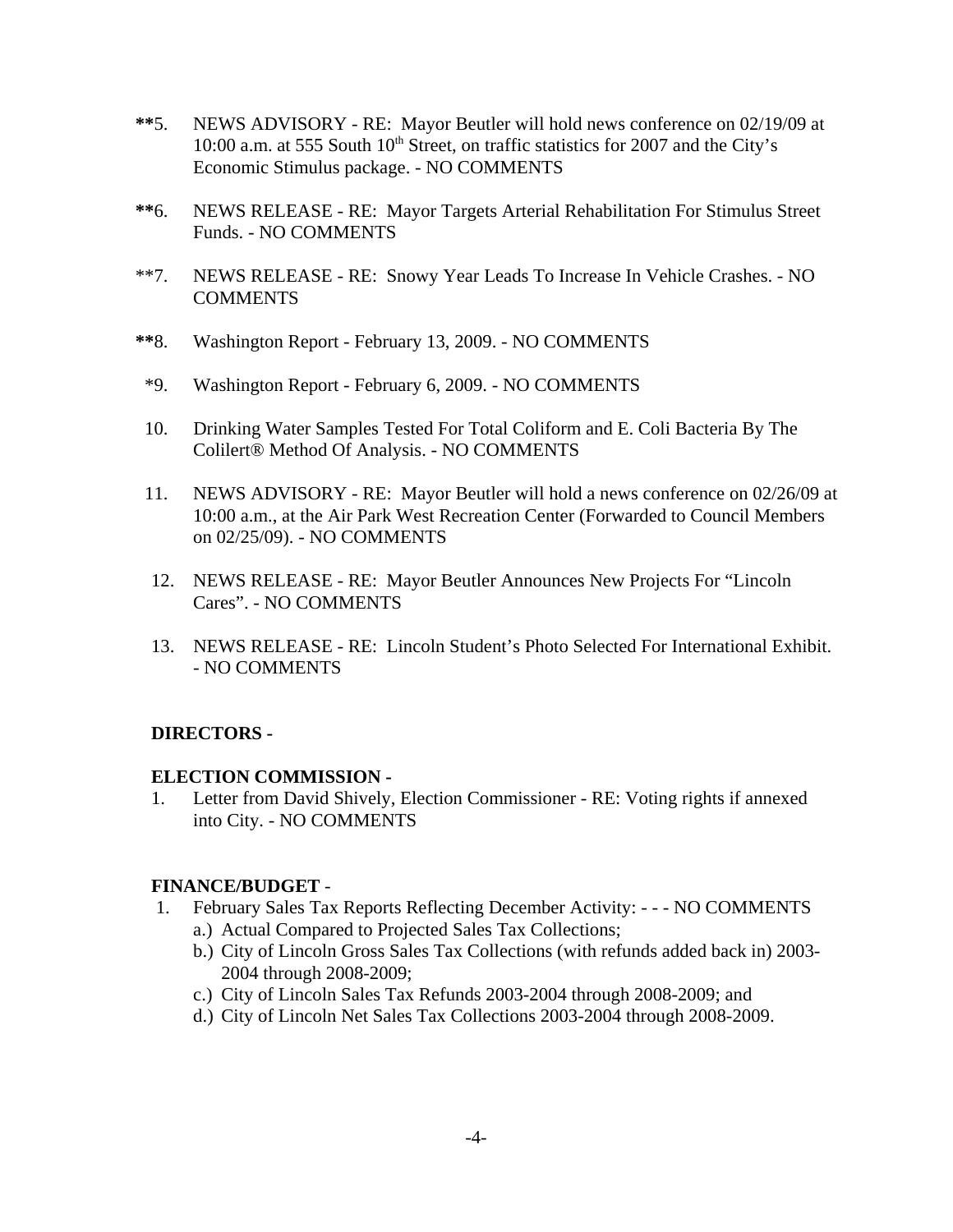**5. NEWS ADVISORY - RE: Mayor Beutler will hold news conference on 02/19/09 at 10:00 a.m. at 555 South 10th Street, on traffic statistics for 2007 and the City's Economic Stimulus package. - NO COMMENTS

**6. NEWS RELEASE - RE: Mayor Targets Arterial Rehabilitation For Stimulus Street Funds. - NO COMMENTS

**7. NEWS RELEASE - RE: Snowy Year Leads To Increase In Vehicle Crashes. - NO COMMENTS

**8. Washington Report - February 13, 2009. - NO COMMENTS

*9. Washington Report - February 6, 2009. - NO COMMENTS

10. Drinking Water Samples Tested For Total Coliform and E. Coli Bacteria By The Colilert® Method Of Analysis. - NO COMMENTS

11. NEWS ADVISORY - RE: Mayor Beutler will hold a news conference on 02/26/09 at 10:00 a.m., at the Air Park West Recreation Center (Forwarded to Council Members on 02/25/09). - NO COMMENTS

12. NEWS RELEASE - RE: Mayor Beutler Announces New Projects For "Lincoln Cares". - NO COMMENTS

13. NEWS RELEASE - RE: Lincoln Student's Photo Selected For International Exhibit. - NO COMMENTS

**DIRECTORS -**

**ELECTION COMMISSION -**

1. Letter from David Shively, Election Commissioner - RE: Voting rights if annexed into City. - NO COMMENTS

**FINANCE/BUDGET** -

1. February Sales Tax Reports Reflecting December Activity: - - - NO COMMENTS
   a.) Actual Compared to Projected Sales Tax Collections;
   b.) City of Lincoln Gross Sales Tax Collections (with refunds added back in) 2003-2004 through 2008-2009;
   c.) City of Lincoln Sales Tax Refunds 2003-2004 through 2008-2009; and
   d.) City of Lincoln Net Sales Tax Collections 2003-2004 through 2008-2009.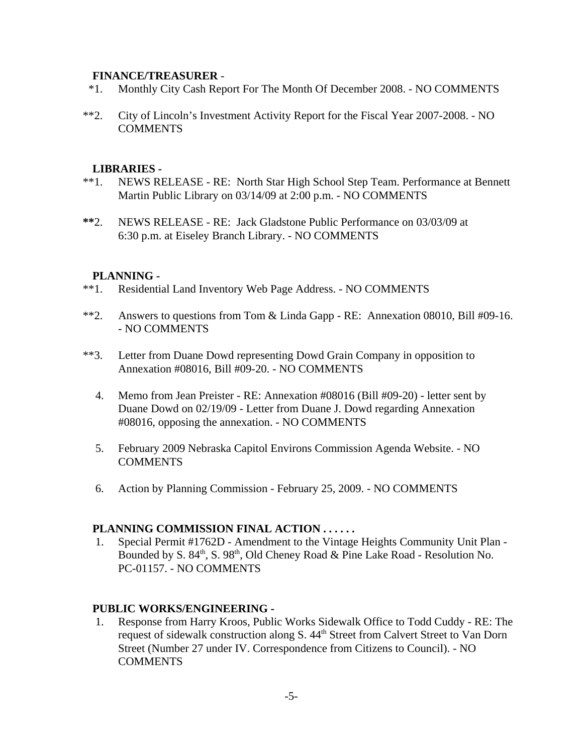**FINANCE/TREASURER** -

*1. Monthly City Cash Report For The Month Of December 2008. - NO COMMENTS

**2. City of Lincoln's Investment Activity Report for the Fiscal Year 2007-2008. - NO COMMENTS

**LIBRARIES** -

**1. NEWS RELEASE - RE: North Star High School Step Team. Performance at Bennett Martin Public Library on 03/14/09 at 2:00 p.m. - NO COMMENTS

**2. NEWS RELEASE - RE: Jack Gladstone Public Performance on 03/03/09 at 6:30 p.m. at Eiseley Branch Library. - NO COMMENTS

**PLANNING** -

**1. Residential Land Inventory Web Page Address. - NO COMMENTS

**2. Answers to questions from Tom & Linda Gapp - RE: Annexation 08010, Bill #09-16. - NO COMMENTS

**3. Letter from Duane Dowd representing Dowd Grain Company in opposition to Annexation #08016, Bill #09-20. - NO COMMENTS

4. Memo from Jean Preister - RE: Annexation #08016 (Bill #09-20) - letter sent by Duane Dowd on 02/19/09 - Letter from Duane J. Dowd regarding Annexation #08016, opposing the annexation. - NO COMMENTS

5. February 2009 Nebraska Capitol Environs Commission Agenda Website. - NO COMMENTS

6. Action by Planning Commission - February 25, 2009. - NO COMMENTS

**PLANNING COMMISSION FINAL ACTION . . . . . .**

1. Special Permit #1762D - Amendment to the Vintage Heights Community Unit Plan - Bounded by S. 84th, S. 98th, Old Cheney Road & Pine Lake Road - Resolution No. PC-01157. - NO COMMENTS

**PUBLIC WORKS/ENGINEERING** -

1. Response from Harry Kroos, Public Works Sidewalk Office to Todd Cuddy - RE: The request of sidewalk construction along S. 44th Street from Calvert Street to Van Dorn Street (Number 27 under IV. Correspondence from Citizens to Council). - NO COMMENTS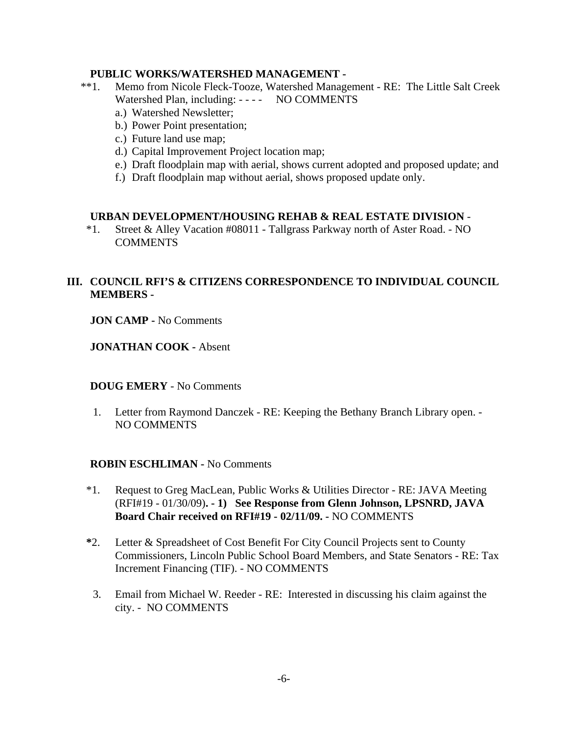**PUBLIC WORKS/WATERSHED MANAGEMENT -**

**1. Memo from Nicole Fleck-Tooze, Watershed Management - RE: The Little Salt Creek Watershed Plan, including: - - - - NO COMMENTS
   a.) Watershed Newsletter;
   b.) Power Point presentation;
   c.) Future land use map;
   d.) Capital Improvement Project location map;
   e.) Draft floodplain map with aerial, shows current adopted and proposed update; and
   f.) Draft floodplain map without aerial, shows proposed update only.

**URBAN DEVELOPMENT/HOUSING REHAB & REAL ESTATE DIVISION** -

*1. Street & Alley Vacation #08011 - Tallgrass Parkway north of Aster Road. - NO COMMENTS

## III. COUNCIL RFI'S & CITIZENS CORRESPONDENCE TO INDIVIDUAL COUNCIL MEMBERS -

**JON CAMP -** No Comments

**JONATHAN COOK -** Absent

**DOUG EMERY** - No Comments

1. Letter from Raymond Danczek - RE: Keeping the Bethany Branch Library open. - NO COMMENTS

**ROBIN ESCHLIMAN -** No Comments

*1. Request to Greg MacLean, Public Works & Utilities Director - RE: JAVA Meeting (RFI#19 - 01/30/09)**. - 1) See Response from Glenn Johnson, LPSNRD, JAVA Board Chair received on RFI#19 - 02/11/09.** - NO COMMENTS

**\***2. Letter & Spreadsheet of Cost Benefit For City Council Projects sent to County Commissioners, Lincoln Public School Board Members, and State Senators - RE: Tax Increment Financing (TIF). - NO COMMENTS

3. Email from Michael W. Reeder - RE: Interested in discussing his claim against the city. - NO COMMENTS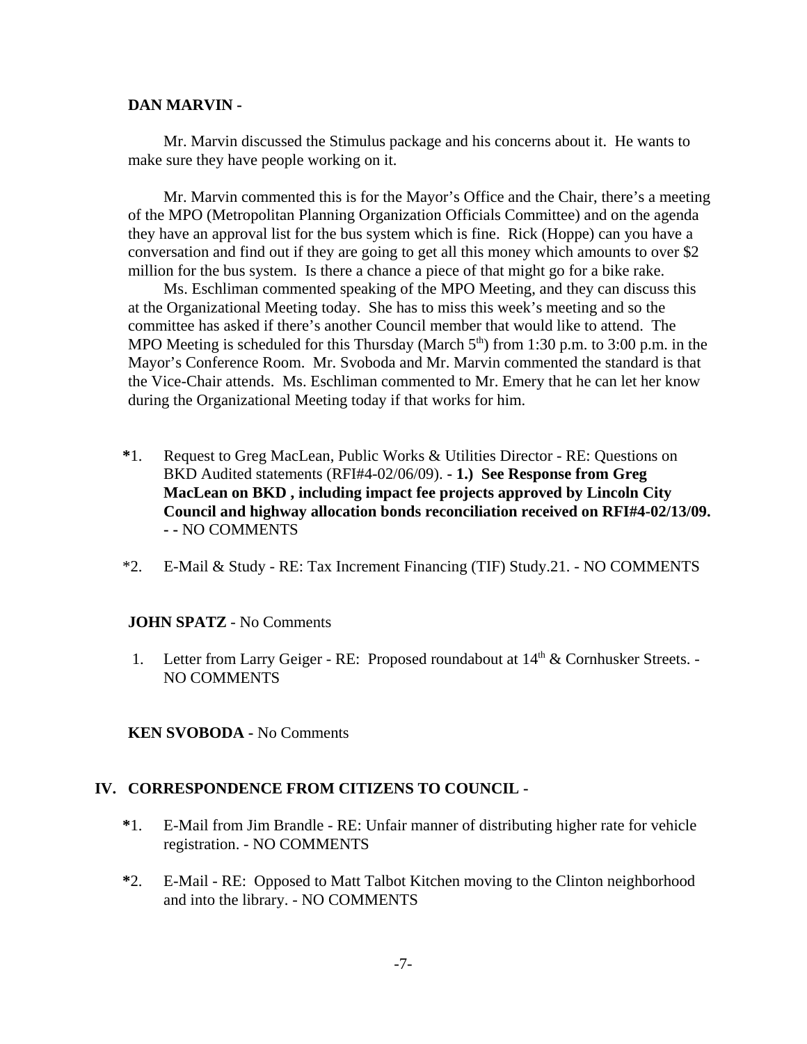**DAN MARVIN -**

Mr. Marvin discussed the Stimulus package and his concerns about it. He wants to make sure they have people working on it.

Mr. Marvin commented this is for the Mayor's Office and the Chair, there's a meeting of the MPO (Metropolitan Planning Organization Officials Committee) and on the agenda they have an approval list for the bus system which is fine. Rick (Hoppe) can you have a conversation and find out if they are going to get all this money which amounts to over $2 million for the bus system. Is there a chance a piece of that might go for a bike rake.

Ms. Eschliman commented speaking of the MPO Meeting, and they can discuss this at the Organizational Meeting today. She has to miss this week's meeting and so the committee has asked if there's another Council member that would like to attend. The MPO Meeting is scheduled for this Thursday (March 5th) from 1:30 p.m. to 3:00 p.m. in the Mayor's Conference Room. Mr. Svoboda and Mr. Marvin commented the standard is that the Vice-Chair attends. Ms. Eschliman commented to Mr. Emery that he can let her know during the Organizational Meeting today if that works for him.

**\***1. Request to Greg MacLean, Public Works & Utilities Director - RE: Questions on BKD Audited statements (RFI#4-02/06/09). **- 1.) See Response from Greg MacLean on BKD , including impact fee projects approved by Lincoln City Council and highway allocation bonds reconciliation received on RFI#4-02/13/09. -** - NO COMMENTS

*2. E-Mail & Study - RE: Tax Increment Financing (TIF) Study.21. - NO COMMENTS

**JOHN SPATZ** - No Comments

1. Letter from Larry Geiger - RE: Proposed roundabout at 14th & Cornhusker Streets. - NO COMMENTS

**KEN SVOBODA -** No Comments

## IV. CORRESPONDENCE FROM CITIZENS TO COUNCIL -

**\***1. E-Mail from Jim Brandle - RE: Unfair manner of distributing higher rate for vehicle registration. - NO COMMENTS

**\***2. E-Mail - RE: Opposed to Matt Talbot Kitchen moving to the Clinton neighborhood and into the library. - NO COMMENTS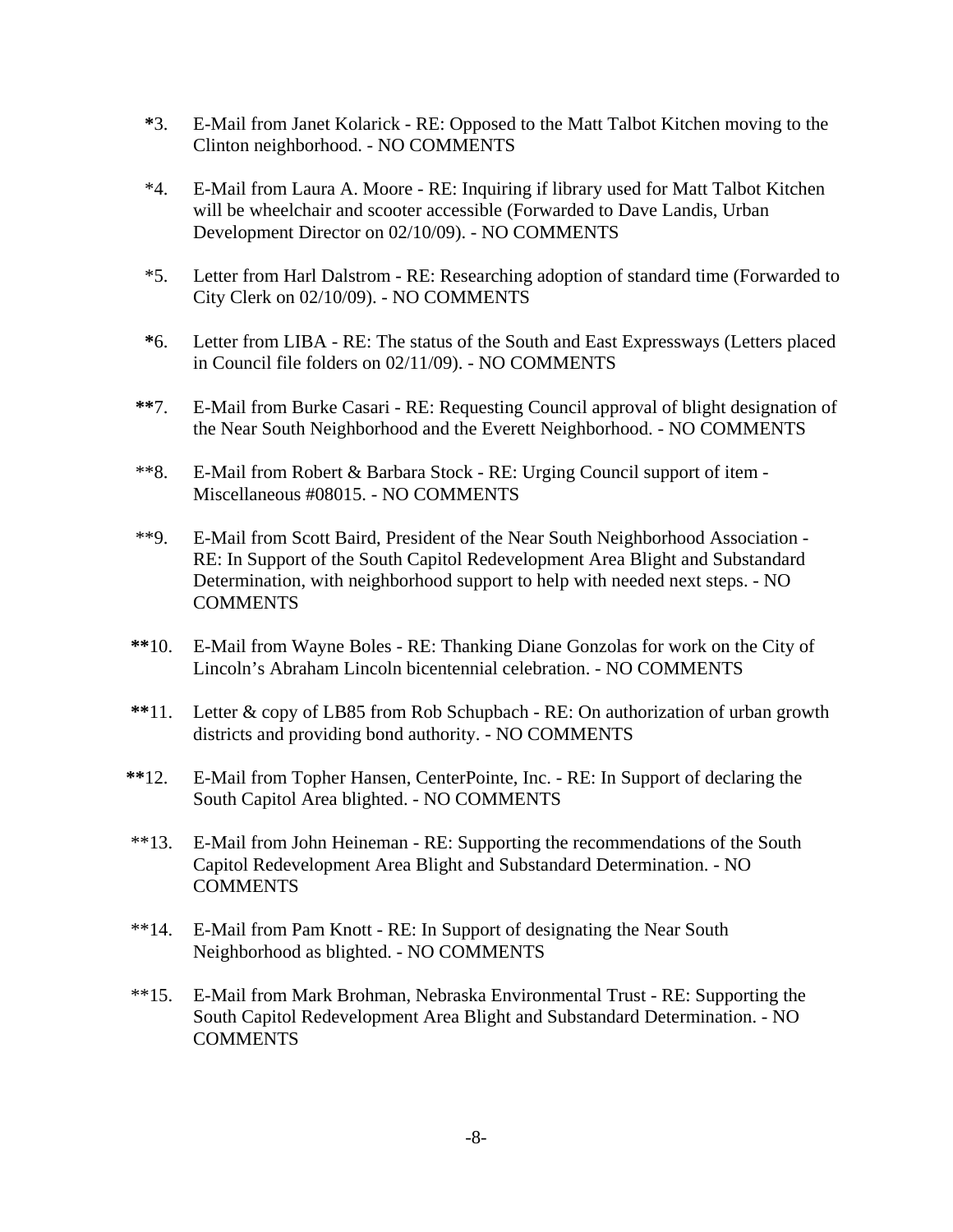*3. E-Mail from Janet Kolarick - RE: Opposed to the Matt Talbot Kitchen moving to the Clinton neighborhood. - NO COMMENTS

*4. E-Mail from Laura A. Moore - RE: Inquiring if library used for Matt Talbot Kitchen will be wheelchair and scooter accessible (Forwarded to Dave Landis, Urban Development Director on 02/10/09). - NO COMMENTS

*5. Letter from Harl Dalstrom - RE: Researching adoption of standard time (Forwarded to City Clerk on 02/10/09). - NO COMMENTS

*6. Letter from LIBA - RE: The status of the South and East Expressways (Letters placed in Council file folders on 02/11/09). - NO COMMENTS

**7. E-Mail from Burke Casari - RE: Requesting Council approval of blight designation of the Near South Neighborhood and the Everett Neighborhood. - NO COMMENTS

**8. E-Mail from Robert & Barbara Stock - RE: Urging Council support of item - Miscellaneous #08015. - NO COMMENTS

**9. E-Mail from Scott Baird, President of the Near South Neighborhood Association - RE: In Support of the South Capitol Redevelopment Area Blight and Substandard Determination, with neighborhood support to help with needed next steps. - NO COMMENTS

**10. E-Mail from Wayne Boles - RE: Thanking Diane Gonzolas for work on the City of Lincoln's Abraham Lincoln bicentennial celebration. - NO COMMENTS

**11. Letter & copy of LB85 from Rob Schupbach - RE: On authorization of urban growth districts and providing bond authority. - NO COMMENTS

**12. E-Mail from Topher Hansen, CenterPointe, Inc. - RE: In Support of declaring the South Capitol Area blighted. - NO COMMENTS

**13. E-Mail from John Heineman - RE: Supporting the recommendations of the South Capitol Redevelopment Area Blight and Substandard Determination. - NO COMMENTS

**14. E-Mail from Pam Knott - RE: In Support of designating the Near South Neighborhood as blighted. - NO COMMENTS

**15. E-Mail from Mark Brohman, Nebraska Environmental Trust - RE: Supporting the South Capitol Redevelopment Area Blight and Substandard Determination. - NO COMMENTS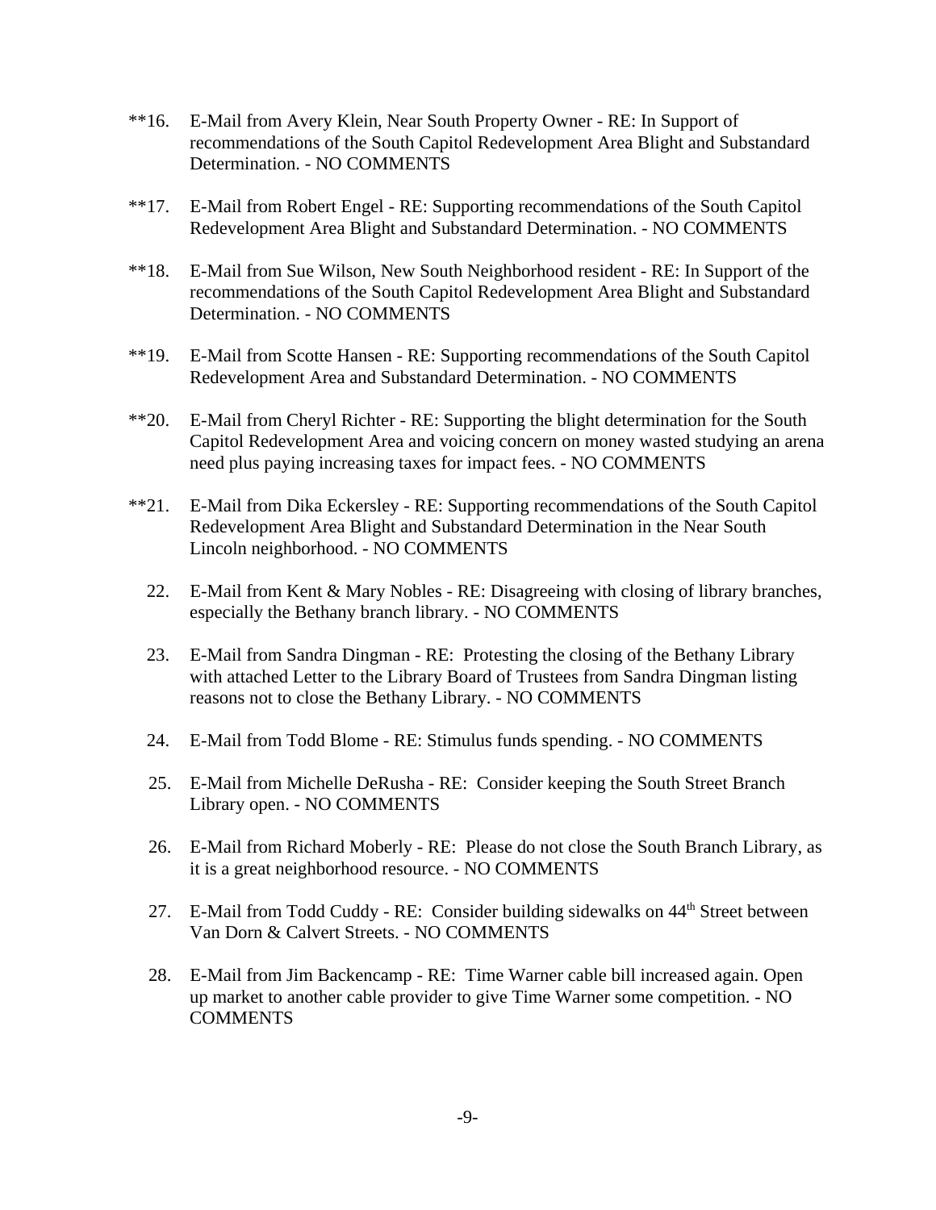**16. E-Mail from Avery Klein, Near South Property Owner - RE: In Support of recommendations of the South Capitol Redevelopment Area Blight and Substandard Determination. - NO COMMENTS

**17. E-Mail from Robert Engel - RE: Supporting recommendations of the South Capitol Redevelopment Area Blight and Substandard Determination. - NO COMMENTS

**18. E-Mail from Sue Wilson, New South Neighborhood resident - RE: In Support of the recommendations of the South Capitol Redevelopment Area Blight and Substandard Determination. - NO COMMENTS

**19. E-Mail from Scotte Hansen - RE: Supporting recommendations of the South Capitol Redevelopment Area and Substandard Determination. - NO COMMENTS

**20. E-Mail from Cheryl Richter - RE: Supporting the blight determination for the South Capitol Redevelopment Area and voicing concern on money wasted studying an arena need plus paying increasing taxes for impact fees. - NO COMMENTS

**21. E-Mail from Dika Eckersley - RE: Supporting recommendations of the South Capitol Redevelopment Area Blight and Substandard Determination in the Near South Lincoln neighborhood. - NO COMMENTS

22. E-Mail from Kent & Mary Nobles - RE: Disagreeing with closing of library branches, especially the Bethany branch library. - NO COMMENTS

23. E-Mail from Sandra Dingman - RE: Protesting the closing of the Bethany Library with attached Letter to the Library Board of Trustees from Sandra Dingman listing reasons not to close the Bethany Library. - NO COMMENTS

24. E-Mail from Todd Blome - RE: Stimulus funds spending. - NO COMMENTS

25. E-Mail from Michelle DeRusha - RE: Consider keeping the South Street Branch Library open. - NO COMMENTS

26. E-Mail from Richard Moberly - RE: Please do not close the South Branch Library, as it is a great neighborhood resource. - NO COMMENTS

27. E-Mail from Todd Cuddy - RE: Consider building sidewalks on 44th Street between Van Dorn & Calvert Streets. - NO COMMENTS

28. E-Mail from Jim Backencamp - RE: Time Warner cable bill increased again. Open up market to another cable provider to give Time Warner some competition. - NO COMMENTS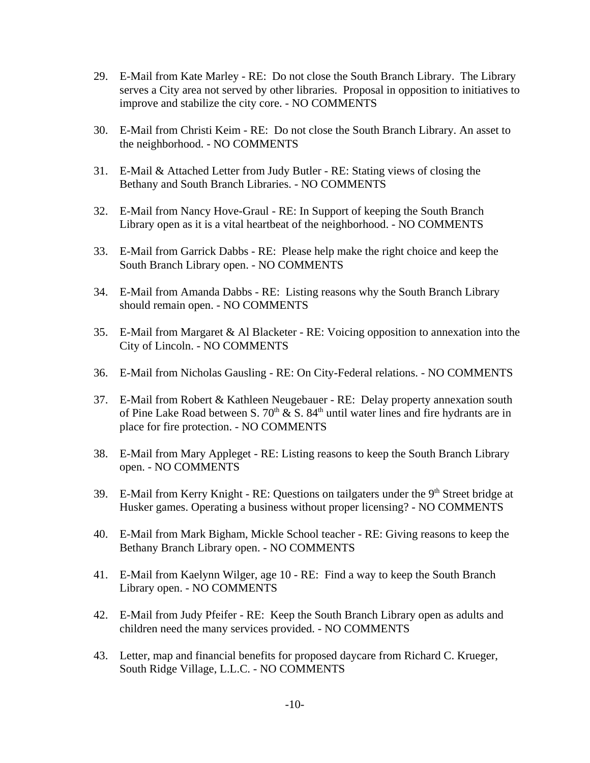29. E-Mail from Kate Marley - RE: Do not close the South Branch Library. The Library serves a City area not served by other libraries. Proposal in opposition to initiatives to improve and stabilize the city core. - NO COMMENTS

30. E-Mail from Christi Keim - RE: Do not close the South Branch Library. An asset to the neighborhood. - NO COMMENTS

31. E-Mail & Attached Letter from Judy Butler - RE: Stating views of closing the Bethany and South Branch Libraries. - NO COMMENTS

32. E-Mail from Nancy Hove-Graul - RE: In Support of keeping the South Branch Library open as it is a vital heartbeat of the neighborhood. - NO COMMENTS

33. E-Mail from Garrick Dabbs - RE: Please help make the right choice and keep the South Branch Library open. - NO COMMENTS

34. E-Mail from Amanda Dabbs - RE: Listing reasons why the South Branch Library should remain open. - NO COMMENTS

35. E-Mail from Margaret & Al Blacketer - RE: Voicing opposition to annexation into the City of Lincoln. - NO COMMENTS

36. E-Mail from Nicholas Gausling - RE: On City-Federal relations. - NO COMMENTS

37. E-Mail from Robert & Kathleen Neugebauer - RE: Delay property annexation south of Pine Lake Road between S. 70th & S. 84th until water lines and fire hydrants are in place for fire protection. - NO COMMENTS

38. E-Mail from Mary Appleget - RE: Listing reasons to keep the South Branch Library open. - NO COMMENTS

39. E-Mail from Kerry Knight - RE: Questions on tailgaters under the 9th Street bridge at Husker games. Operating a business without proper licensing? - NO COMMENTS

40. E-Mail from Mark Bigham, Mickle School teacher - RE: Giving reasons to keep the Bethany Branch Library open. - NO COMMENTS

41. E-Mail from Kaelynn Wilger, age 10 - RE: Find a way to keep the South Branch Library open. - NO COMMENTS

42. E-Mail from Judy Pfeifer - RE: Keep the South Branch Library open as adults and children need the many services provided. - NO COMMENTS

43. Letter, map and financial benefits for proposed daycare from Richard C. Krueger, South Ridge Village, L.L.C. - NO COMMENTS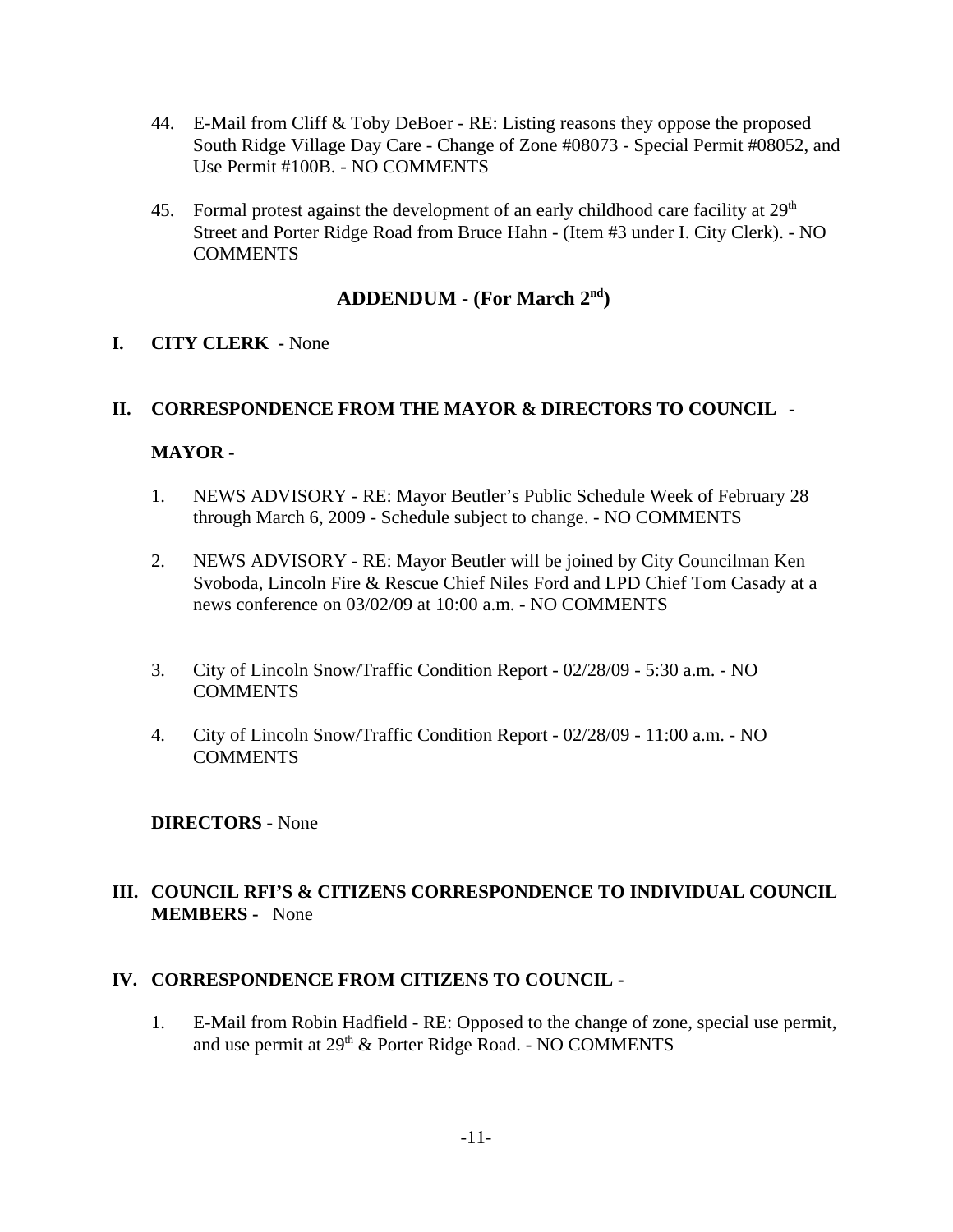44. E-Mail from Cliff & Toby DeBoer - RE: Listing reasons they oppose the proposed South Ridge Village Day Care - Change of Zone #08073 - Special Permit #08052, and Use Permit #100B. - NO COMMENTS

45. Formal protest against the development of an early childhood care facility at 29th Street and Porter Ridge Road from Bruce Hahn - (Item #3 under I. City Clerk). - NO COMMENTS

## ADDENDUM - (For March 2nd)

**I. CITY CLERK -** None

**II. CORRESPONDENCE FROM THE MAYOR & DIRECTORS TO COUNCIL** -

**MAYOR -**

1. NEWS ADVISORY - RE: Mayor Beutler's Public Schedule Week of February 28 through March 6, 2009 - Schedule subject to change. - NO COMMENTS

2. NEWS ADVISORY - RE: Mayor Beutler will be joined by City Councilman Ken Svoboda, Lincoln Fire & Rescue Chief Niles Ford and LPD Chief Tom Casady at a news conference on 03/02/09 at 10:00 a.m. - NO COMMENTS

3. City of Lincoln Snow/Traffic Condition Report - 02/28/09 - 5:30 a.m. - NO COMMENTS

4. City of Lincoln Snow/Traffic Condition Report - 02/28/09 - 11:00 a.m. - NO COMMENTS

**DIRECTORS -** None

**III. COUNCIL RFI'S & CITIZENS CORRESPONDENCE TO INDIVIDUAL COUNCIL MEMBERS -** None

**IV. CORRESPONDENCE FROM CITIZENS TO COUNCIL -**

1. E-Mail from Robin Hadfield - RE: Opposed to the change of zone, special use permit, and use permit at 29th & Porter Ridge Road. - NO COMMENTS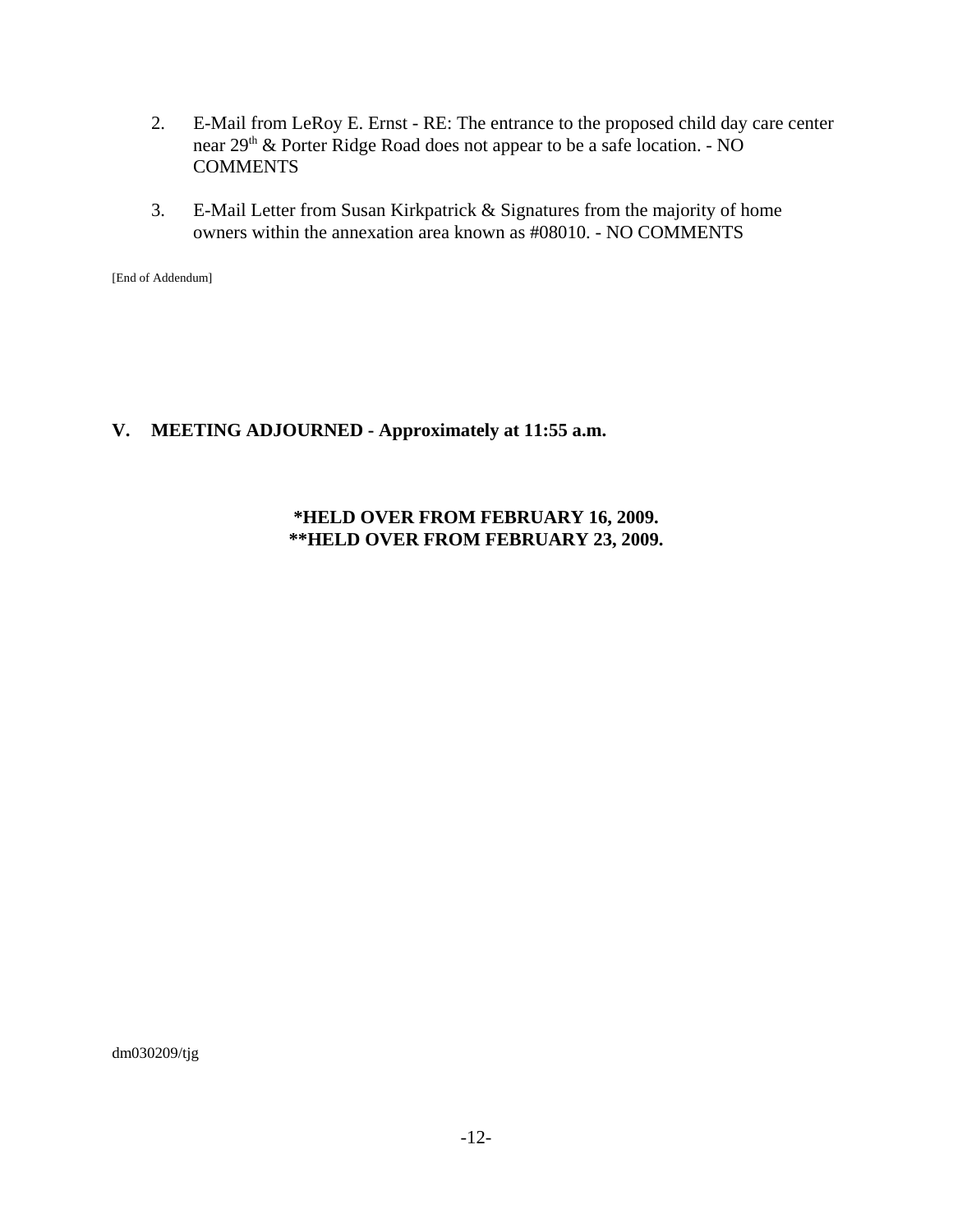2. E-Mail from LeRoy E. Ernst - RE: The entrance to the proposed child day care center near 29th & Porter Ridge Road does not appear to be a safe location. - NO COMMENTS

3. E-Mail Letter from Susan Kirkpatrick & Signatures from the majority of home owners within the annexation area known as #08010. - NO COMMENTS

[End of Addendum]

## V. MEETING ADJOURNED - Approximately at 11:55 a.m.

**\*HELD OVER FROM FEBRUARY 16, 2009.**
**\*\*HELD OVER FROM FEBRUARY 23, 2009.**

dm030209/tjg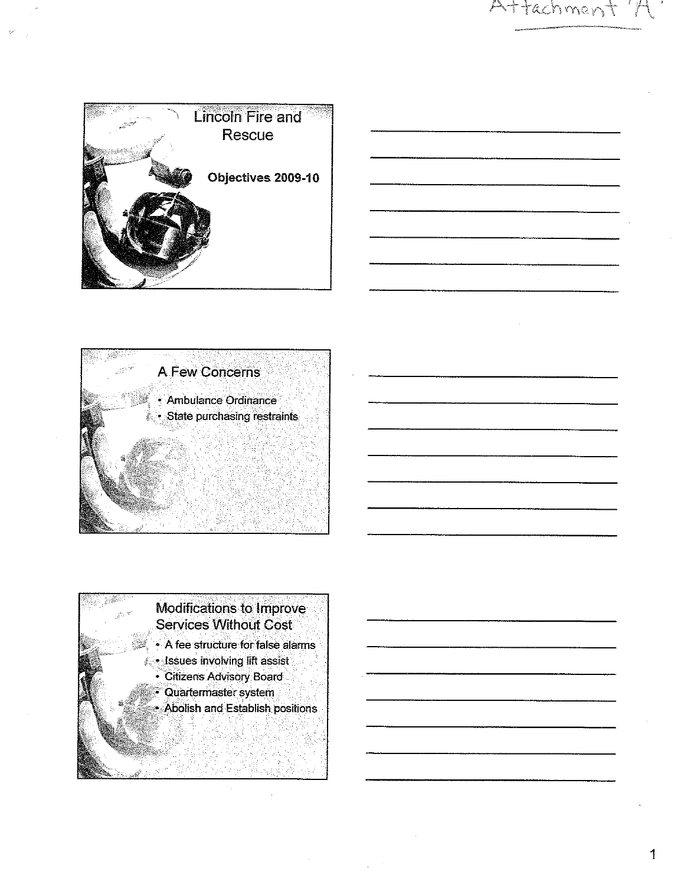Attachment 'A'

## Lincoln Fire and Rescue

**Objectives 2009-10**

## A Few Concerns

- Ambulance Ordinance
- State purchasing restraints

## Modifications to Improve Services Without Cost

- A fee structure for false alarms
- Issues involving lift assist
- Citizens Advisory Board
- Quartermaster system
- Abolish and Establish positions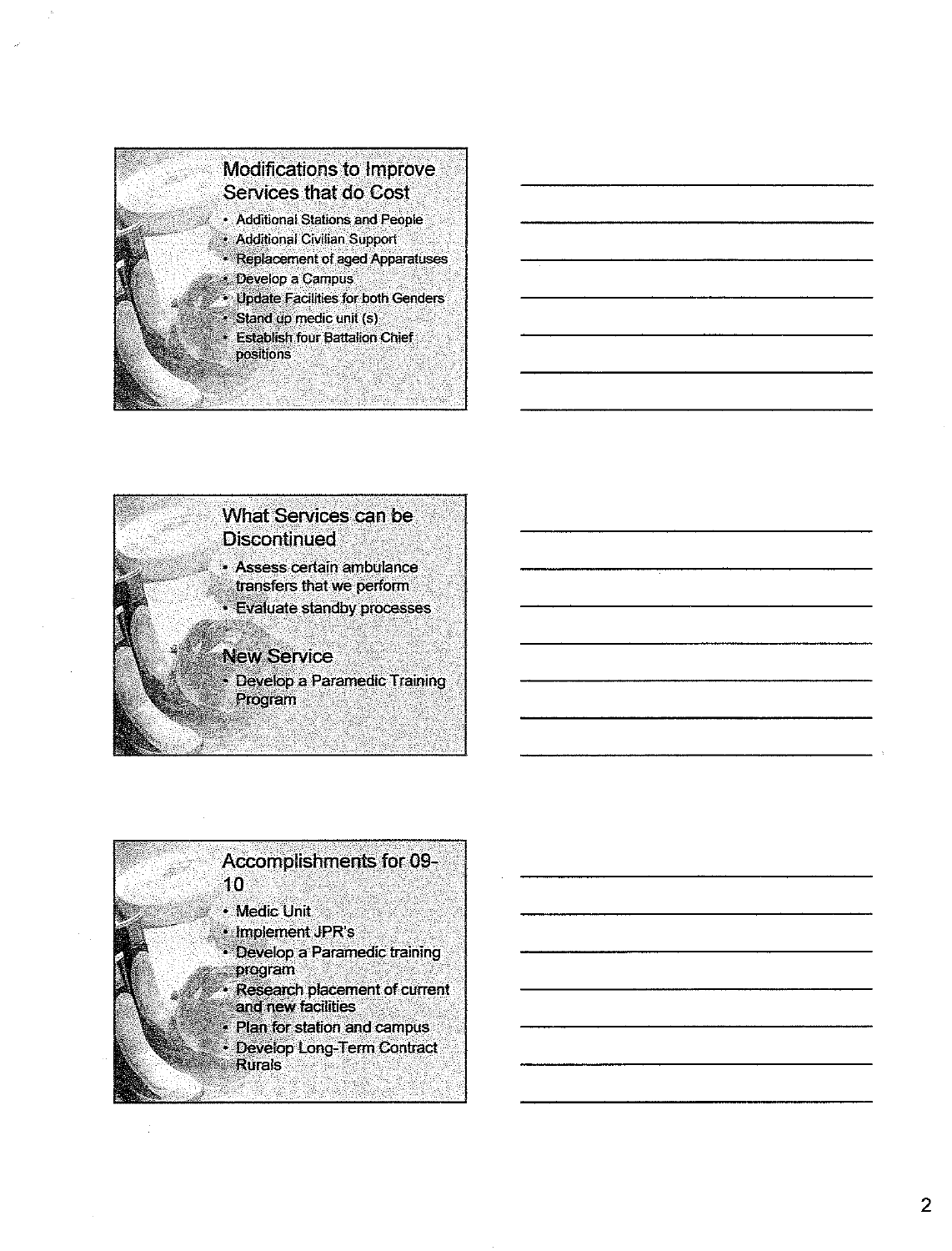## Modifications to Improve Services that do Cost

- Additional Stations and People
- Additional Civilian Support
- Replacement of aged Apparatuses
- Develop a Campus
- Update Facilities for both Genders
- Stand up medic unit (s)
- Establish four Battalion Chief positions

## What Services can be Discontinued

- Assess certain ambulance transfers that we perform
- Evaluate standby processes

## New Service

- Develop a Paramedic Training Program

## Accomplishments for 09-10

- Medic Unit
- Implement JPR's
- Develop a Paramedic training program
- Research placement of current and new facilities
- Plan for station and campus
- Develop Long-Term Contract Rurals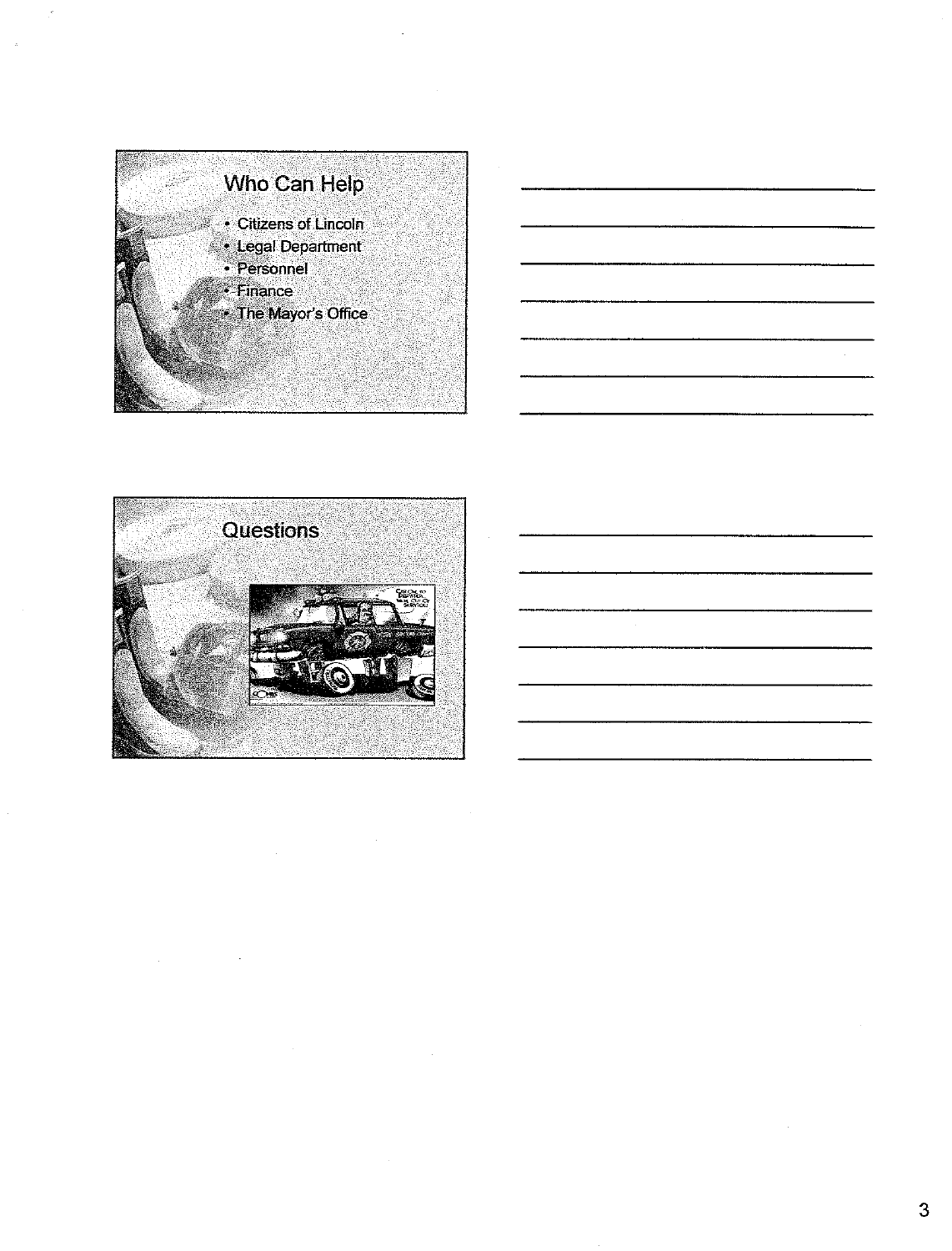## Who Can Help

- Citizens of Lincoln
- Legal Department
- Personnel
- Finance
- The Mayor's Office

## Questions